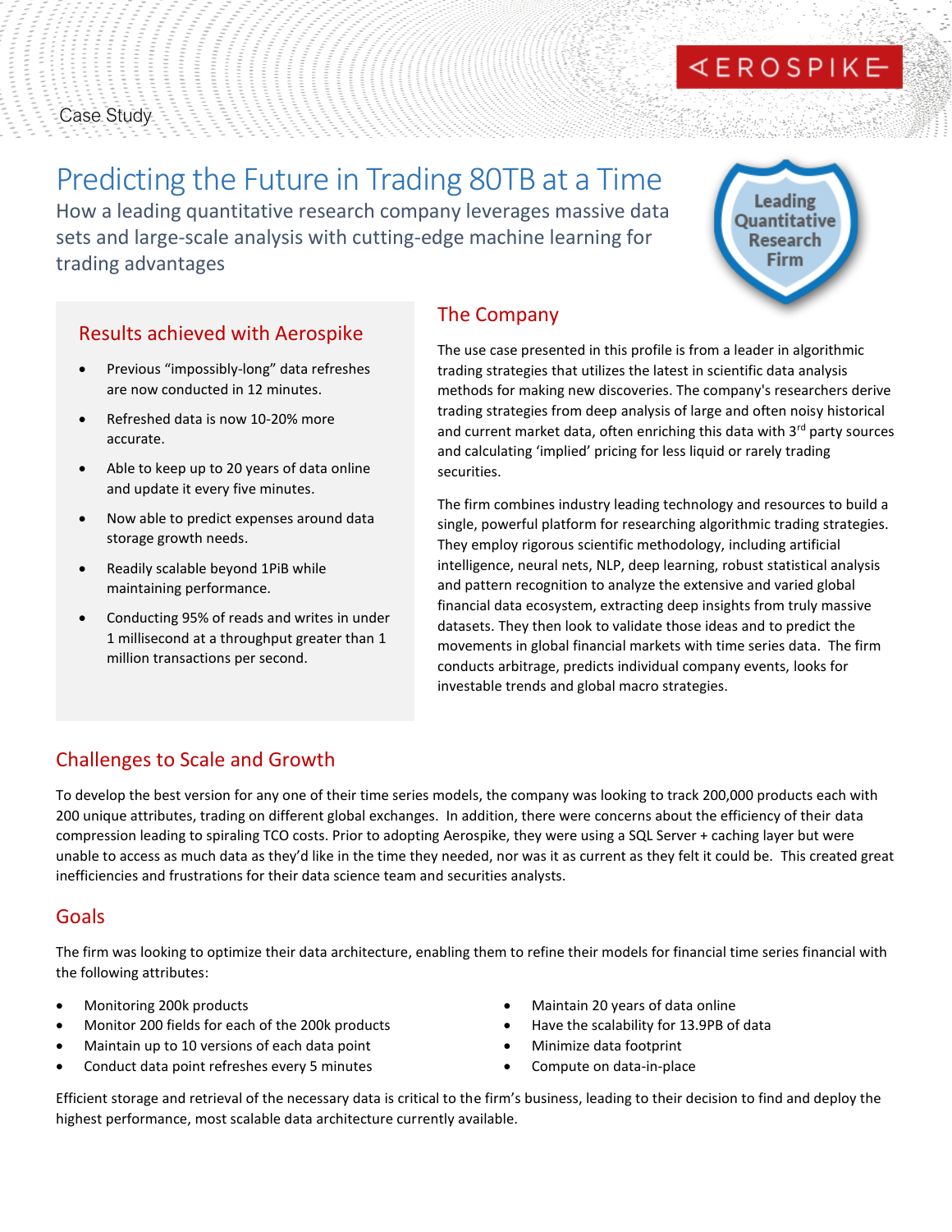Case Study

# Predicting the Future in Trading 80TB at a Time

How a leading quantitative research company leverages massive data sets and large-scale analysis with cutting-edge machine learning for trading advantages

Leading Quantitative Research Firm

## Results achieved with Aerospike

- Previous "impossibly-long" data refreshes are now conducted in 12 minutes.
- Refreshed data is now 10-20% more accurate.
- Able to keep up to 20 years of data online and update it every five minutes.
- Now able to predict expenses around data storage growth needs.
- Readily scalable beyond 1PiB while maintaining performance.
- Conducting 95% of reads and writes in under 1 millisecond at a throughput greater than 1 million transactions per second.

## The Company

The use case presented in this profile is from a leader in algorithmic trading strategies that utilizes the latest in scientific data analysis methods for making new discoveries. The company's researchers derive trading strategies from deep analysis of large and often noisy historical and current market data, often enriching this data with 3rd party sources and calculating 'implied' pricing for less liquid or rarely trading securities.

The firm combines industry leading technology and resources to build a single, powerful platform for researching algorithmic trading strategies. They employ rigorous scientific methodology, including artificial intelligence, neural nets, NLP, deep learning, robust statistical analysis and pattern recognition to analyze the extensive and varied global financial data ecosystem, extracting deep insights from truly massive datasets. They then look to validate those ideas and to predict the movements in global financial markets with time series data. The firm conducts arbitrage, predicts individual company events, looks for investable trends and global macro strategies.

## Challenges to Scale and Growth

To develop the best version for any one of their time series models, the company was looking to track 200,000 products each with 200 unique attributes, trading on different global exchanges. In addition, there were concerns about the efficiency of their data compression leading to spiraling TCO costs. Prior to adopting Aerospike, they were using a SQL Server + caching layer but were unable to access as much data as they'd like in the time they needed, nor was it as current as they felt it could be. This created great inefficiencies and frustrations for their data science team and securities analysts.

## Goals

The firm was looking to optimize their data architecture, enabling them to refine their models for financial time series financial with the following attributes:

- Monitoring 200k products
- Monitor 200 fields for each of the 200k products
- Maintain up to 10 versions of each data point
- Conduct data point refreshes every 5 minutes
- Maintain 20 years of data online
- Have the scalability for 13.9PB of data
- Minimize data footprint
- Compute on data-in-place

Efficient storage and retrieval of the necessary data is critical to the firm's business, leading to their decision to find and deploy the highest performance, most scalable data architecture currently available.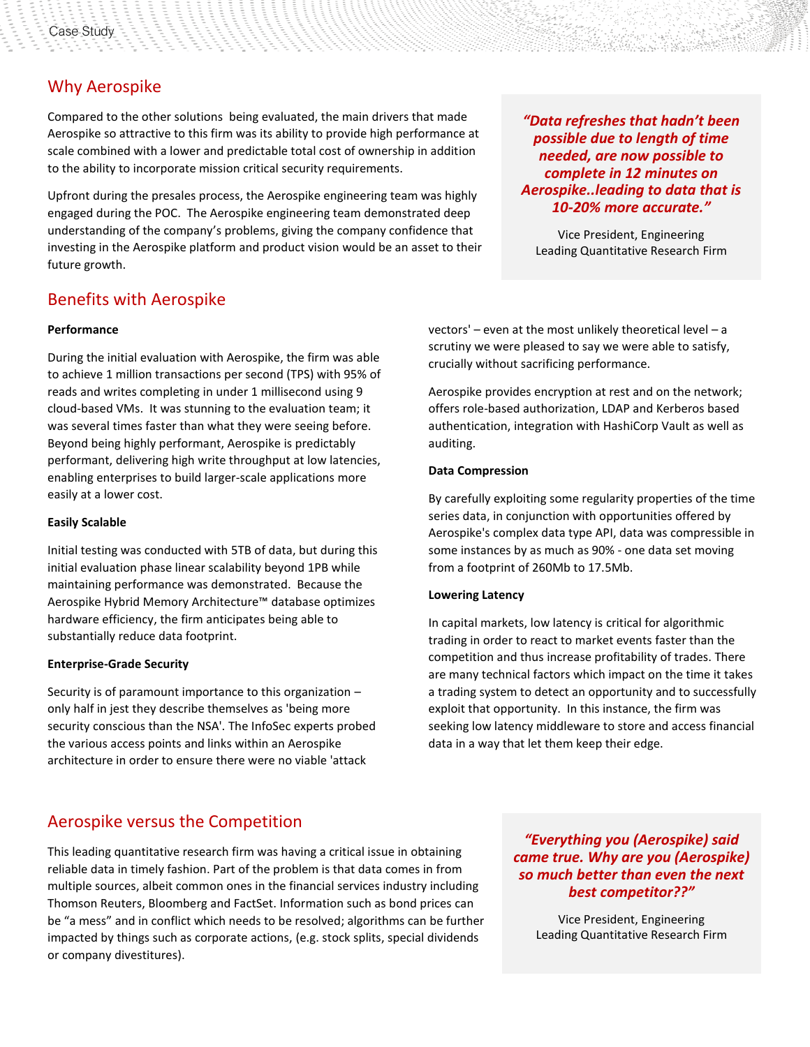## Why Aerospike

Compared to the other solutions being evaluated, the main drivers that made Aerospike so attractive to this firm was its ability to provide high performance at scale combined with a lower and predictable total cost of ownership in addition to the ability to incorporate mission critical security requirements.

Upfront during the presales process, the Aerospike engineering team was highly engaged during the POC. The Aerospike engineering team demonstrated deep understanding of the company's problems, giving the company confidence that investing in the Aerospike platform and product vision would be an asset to their future growth.

> ***"Data refreshes that hadn't been possible due to length of time needed, are now possible to complete in 12 minutes on Aerospike..leading to data that is 10-20% more accurate."***
>
> Vice President, Engineering
> Leading Quantitative Research Firm

## Benefits with Aerospike

**Performance**

During the initial evaluation with Aerospike, the firm was able to achieve 1 million transactions per second (TPS) with 95% of reads and writes completing in under 1 millisecond using 9 cloud-based VMs. It was stunning to the evaluation team; it was several times faster than what they were seeing before. Beyond being highly performant, Aerospike is predictably performant, delivering high write throughput at low latencies, enabling enterprises to build larger-scale applications more easily at a lower cost.

**Easily Scalable**

Initial testing was conducted with 5TB of data, but during this initial evaluation phase linear scalability beyond 1PB while maintaining performance was demonstrated. Because the Aerospike Hybrid Memory Architecture™ database optimizes hardware efficiency, the firm anticipates being able to substantially reduce data footprint.

**Enterprise-Grade Security**

Security is of paramount importance to this organization – only half in jest they describe themselves as 'being more security conscious than the NSA'. The InfoSec experts probed the various access points and links within an Aerospike architecture in order to ensure there were no viable 'attack vectors' – even at the most unlikely theoretical level – a scrutiny we were pleased to say we were able to satisfy, crucially without sacrificing performance.

Aerospike provides encryption at rest and on the network; offers role-based authorization, LDAP and Kerberos based authentication, integration with HashiCorp Vault as well as auditing.

**Data Compression**

By carefully exploiting some regularity properties of the time series data, in conjunction with opportunities offered by Aerospike's complex data type API, data was compressible in some instances by as much as 90% - one data set moving from a footprint of 260Mb to 17.5Mb.

**Lowering Latency**

In capital markets, low latency is critical for algorithmic trading in order to react to market events faster than the competition and thus increase profitability of trades. There are many technical factors which impact on the time it takes a trading system to detect an opportunity and to successfully exploit that opportunity. In this instance, the firm was seeking low latency middleware to store and access financial data in a way that let them keep their edge.

## Aerospike versus the Competition

This leading quantitative research firm was having a critical issue in obtaining reliable data in timely fashion. Part of the problem is that data comes in from multiple sources, albeit common ones in the financial services industry including Thomson Reuters, Bloomberg and FactSet. Information such as bond prices can be "a mess" and in conflict which needs to be resolved; algorithms can be further impacted by things such as corporate actions, (e.g. stock splits, special dividends or company divestitures).

> ***"Everything you (Aerospike) said came true. Why are you (Aerospike) so much better than even the next best competitor??"***
>
> Vice President, Engineering
> Leading Quantitative Research Firm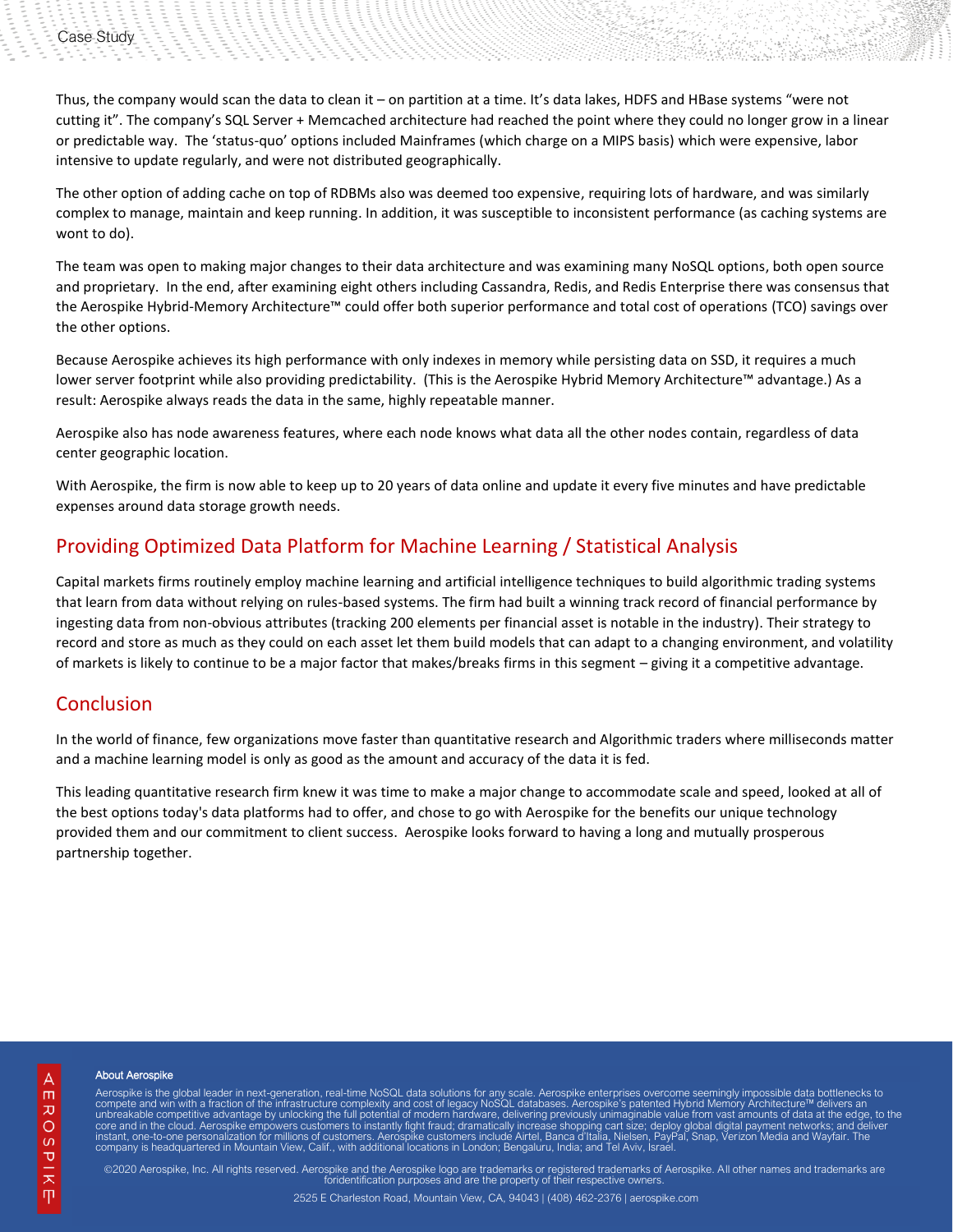Thus, the company would scan the data to clean it – on partition at a time. It's data lakes, HDFS and HBase systems "were not cutting it". The company's SQL Server + Memcached architecture had reached the point where they could no longer grow in a linear or predictable way. The 'status-quo' options included Mainframes (which charge on a MIPS basis) which were expensive, labor intensive to update regularly, and were not distributed geographically.

The other option of adding cache on top of RDBMs also was deemed too expensive, requiring lots of hardware, and was similarly complex to manage, maintain and keep running. In addition, it was susceptible to inconsistent performance (as caching systems are wont to do).

The team was open to making major changes to their data architecture and was examining many NoSQL options, both open source and proprietary. In the end, after examining eight others including Cassandra, Redis, and Redis Enterprise there was consensus that the Aerospike Hybrid-Memory Architecture™ could offer both superior performance and total cost of operations (TCO) savings over the other options.

Because Aerospike achieves its high performance with only indexes in memory while persisting data on SSD, it requires a much lower server footprint while also providing predictability. (This is the Aerospike Hybrid Memory Architecture™ advantage.) As a result: Aerospike always reads the data in the same, highly repeatable manner.

Aerospike also has node awareness features, where each node knows what data all the other nodes contain, regardless of data center geographic location.

With Aerospike, the firm is now able to keep up to 20 years of data online and update it every five minutes and have predictable expenses around data storage growth needs.

## Providing Optimized Data Platform for Machine Learning / Statistical Analysis

Capital markets firms routinely employ machine learning and artificial intelligence techniques to build algorithmic trading systems that learn from data without relying on rules-based systems. The firm had built a winning track record of financial performance by ingesting data from non-obvious attributes (tracking 200 elements per financial asset is notable in the industry). Their strategy to record and store as much as they could on each asset let them build models that can adapt to a changing environment, and volatility of markets is likely to continue to be a major factor that makes/breaks firms in this segment – giving it a competitive advantage.

## Conclusion

In the world of finance, few organizations move faster than quantitative research and Algorithmic traders where milliseconds matter and a machine learning model is only as good as the amount and accuracy of the data it is fed.

This leading quantitative research firm knew it was time to make a major change to accommodate scale and speed, looked at all of the best options today's data platforms had to offer, and chose to go with Aerospike for the benefits our unique technology provided them and our commitment to client success. Aerospike looks forward to having a long and mutually prosperous partnership together.

**About Aerospike**

Aerospike is the global leader in next-generation, real-time NoSQL data solutions for any scale. Aerospike enterprises overcome seemingly impossible data bottlenecks to compete and win with a fraction of the infrastructure complexity and cost of legacy NoSQL databases. Aerospike's patented Hybrid Memory Architecture™ delivers an unbreakable competitive advantage by unlocking the full potential of modern hardware, delivering previously unimaginable value from vast amounts of data at the edge, to the core and in the cloud. Aerospike empowers customers to instantly fight fraud; dramatically increase shopping cart size; deploy global digital payment networks; and deliver instant, one-to-one personalization for millions of customers. Aerospike customers include Airtel, Banca d'Italia, Nielsen, PayPal, Snap, Verizon Media and Wayfair. The company is headquartered in Mountain View, Calif., with additional locations in London; Bengaluru, India; and Tel Aviv, Israel.

©2020 Aerospike, Inc. All rights reserved. Aerospike and the Aerospike logo are trademarks or registered trademarks of Aerospike. All other names and trademarks are foridentification purposes and are the property of their respective owners.

2525 E Charleston Road, Mountain View, CA, 94043 | (408) 462-2376 | aerospike.com